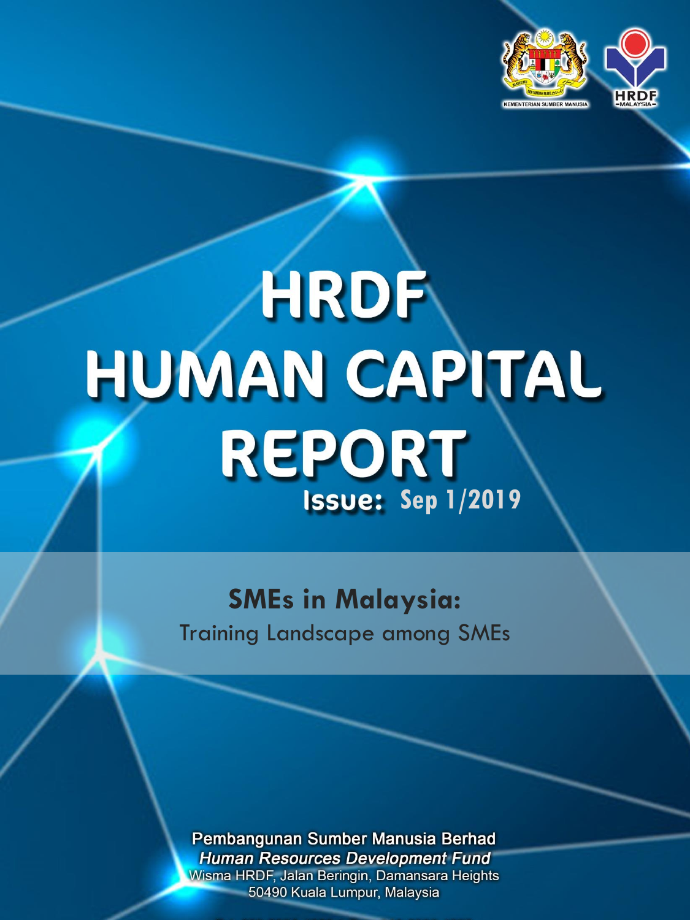KEMENTERIAN SUMBER MANUSIA

HRDF MALAYSIA

# HRDF HUMAN CAPITAL REPORT

**Issue: Sep 1/2019**

## SMEs in Malaysia:

Training Landscape among SMEs

**Pembangunan Sumber Manusia Berhad**
***Human Resources Development Fund***
Wisma HRDF, Jalan Beringin, Damansara Heights
50490 Kuala Lumpur, Malaysia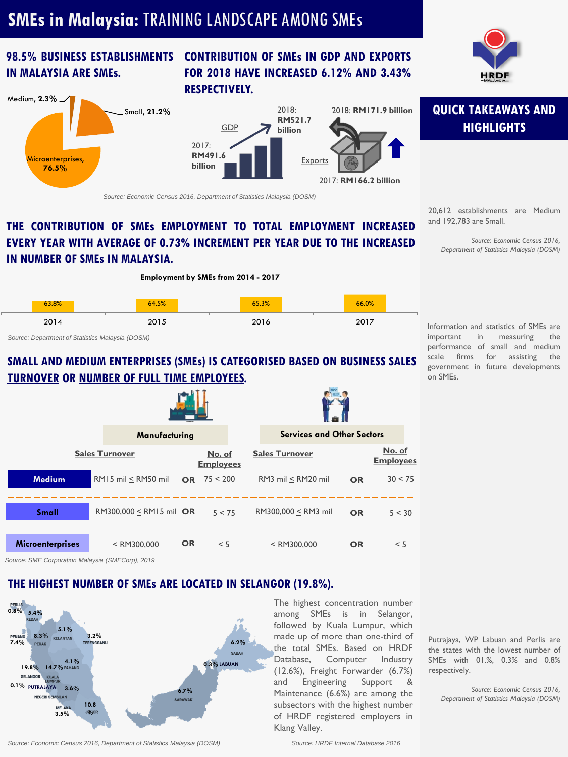# SMEs in Malaysia: TRAINING LANDSCAPE AMONG SMEs

## 98.5% BUSINESS ESTABLISHMENTS IN MALAYSIA ARE SMEs.

Medium, **2.3%**

Small, **21.2%**

Microenterprises, **76.5%**

## CONTRIBUTION OF SMEs IN GDP AND EXPORTS FOR 2018 HAVE INCREASED 6.12% AND 3.43% RESPECTIVELY.

GDP

2017: **RM491.6 billion**

2018: **RM521.7 billion**

Exports

2017: **RM166.2 billion**

2018: **RM171.9 billion**

*Source: Economic Census 2016, Department of Statistics Malaysia (DOSM)*

## QUICK TAKEAWAYS AND HIGHLIGHTS

20,612 establishments are Medium and 192,783 are Small.

*Source: Economic Census 2016, Department of Statistics Malaysia (DOSM)*

## THE CONTRIBUTION OF SMEs EMPLOYMENT TO TOTAL EMPLOYMENT INCREASED EVERY YEAR WITH AVERAGE OF 0.73% INCREMENT PER YEAR DUE TO THE INCREASED IN NUMBER OF SMEs IN MALAYSIA.

**Employment by SMEs from 2014 - 2017**

| 2014 | 2015 | 2016 | 2017 |
|---|---|---|---|
| 63.8% | 64.5% | 65.3% | 66.0% |

*Source: Department of Statistics Malaysia (DOSM)*

Information and statistics of SMEs are important in measuring the performance of small and medium scale firms for assisting the government in future developments on SMEs.

## SMALL AND MEDIUM ENTERPRISES (SMEs) IS CATEGORISED BASED ON BUSINESS SALES TURNOVER OR NUMBER OF FULL TIME EMPLOYEES.

| | Manufacturing | | | Services and Other Sectors | | |
|---|---|---|---|---|---|---|
| | Sales Turnover | | No. of Employees | Sales Turnover | | No. of Employees |
| **Medium** | RM15 mil ≤ RM50 mil | OR | 75 ≤ 200 | RM3 mil ≤ RM20 mil | OR | 30 ≤ 75 |
| **Small** | RM300,000 ≤ RM15 mil | OR | 5 < 75 | RM300,000 ≤ RM3 mil | OR | 5 < 30 |
| **Microenterprises** | < RM300,000 | OR | < 5 | < RM300,000 | OR | < 5 |

*Source: SME Corporation Malaysia (SMECorp), 2019*

## THE HIGHEST NUMBER OF SMEs ARE LOCATED IN SELANGOR (19.8%).

| State | % |
|---|---|
| Perlis | 0.8% |
| Kedah | 5.4% |
| Penang | 7.4% |
| Perak | 8.3% |
| Kelantan | 5.1% |
| Terengganu | 3.2% |
| Pahang | 4.1% |
| Selangor | 19.8% |
| Kuala Lumpur | 14.7% |
| Putrajaya | 0.1% |
| Negeri Sembilan | 3.6% |
| Melaka | 3.5% |
| Johor | 10.8% |
| Sabah | 6.2% |
| Labuan | 0.3% |
| Sarawak | 6.7% |

*Source: Economic Census 2016, Department of Statistics Malaysia (DOSM)*

The highest concentration number among SMEs is in Selangor, followed by Kuala Lumpur, which made up of more than one-third of the total SMEs. Based on HRDF Database, Computer Industry (12.6%), Freight Forwarder (6.7%) and Engineering Support & Maintenance (6.6%) are among the subsectors with the highest number of HRDF registered employers in Klang Valley.

*Source: HRDF Internal Database 2016*

Putrajaya, WP Labuan and Perlis are the states with the lowest number of SMEs with 01.%, 0.3% and 0.8% respectively.

*Source: Economic Census 2016, Department of Statistics Malaysia (DOSM)*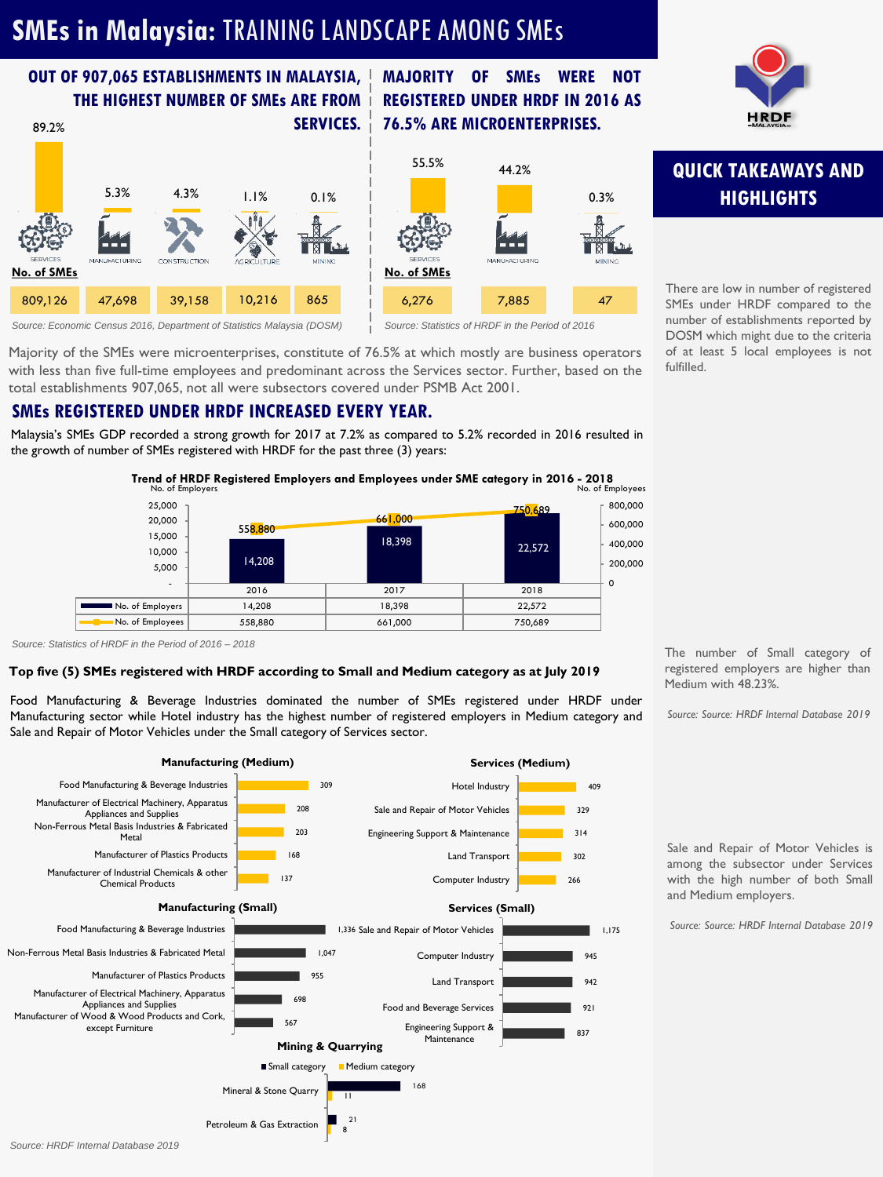# SMEs in Malaysia: TRAINING LANDSCAPE AMONG SMEs

## OUT OF 907,065 ESTABLISHMENTS IN MALAYSIA, THE HIGHEST NUMBER OF SMEs ARE FROM SERVICES.

| | Services | Manufacturing | Construction | Agriculture | Mining |
|---|---|---|---|---|---|
| % | 89.2% | 5.3% | 4.3% | 1.1% | 0.1% |
| **No. of SMEs** | 809,126 | 47,698 | 39,158 | 10,216 | 865 |

*Source: Economic Census 2016, Department of Statistics Malaysia (DOSM)*

## MAJORITY OF SMEs WERE NOT REGISTERED UNDER HRDF IN 2016 AS 76.5% ARE MICROENTERPRISES.

| | Services | Manufacturing | Mining |
|---|---|---|---|
| % | 55.5% | 44.2% | 0.3% |
| **No. of SMEs** | 6,276 | 7,885 | 47 |

*Source: Statistics of HRDF in the Period of 2016*

Majority of the SMEs were microenterprises, constitute of 76.5% at which mostly are business operators with less than five full-time employees and predominant across the Services sector. Further, based on the total establishments 907,065, not all were subsectors covered under PSMB Act 2001.

## QUICK TAKEAWAYS AND HIGHLIGHTS

There are low in number of registered SMEs under HRDF compared to the number of establishments reported by DOSM which might due to the criteria of at least 5 local employees is not fulfilled.

## SMEs REGISTERED UNDER HRDF INCREASED EVERY YEAR.

Malaysia's SMEs GDP recorded a strong growth for 2017 at 7.2% as compared to 5.2% recorded in 2016 resulted in the growth of number of SMEs registered with HRDF for the past three (3) years:

**Trend of HRDF Registered Employers and Employees under SME category in 2016 - 2018**

| | 2016 | 2017 | 2018 |
|---|---|---|---|
| No. of Employers | 14,208 | 18,398 | 22,572 |
| No. of Employees | 558,880 | 661,000 | 750,689 |

*Source: Statistics of HRDF in the Period of 2016 – 2018*

### Top five (5) SMEs registered with HRDF according to Small and Medium category as at July 2019

Food Manufacturing & Beverage Industries dominated the number of SMEs registered under HRDF under Manufacturing sector while Hotel industry has the highest number of registered employers in Medium category and Sale and Repair of Motor Vehicles under the Small category of Services sector.

**Manufacturing (Medium)**

| Subsector | No. |
|---|---|
| Food Manufacturing & Beverage Industries | 309 |
| Manufacturer of Electrical Machinery, Apparatus Appliances and Supplies | 208 |
| Non-Ferrous Metal Basis Industries & Fabricated Metal | 203 |
| Manufacturer of Plastics Products | 168 |
| Manufacturer of Industrial Chemicals & other Chemical Products | 137 |

**Services (Medium)**

| Subsector | No. |
|---|---|
| Hotel Industry | 409 |
| Sale and Repair of Motor Vehicles | 329 |
| Engineering Support & Maintenance | 314 |
| Land Transport | 302 |
| Computer Industry | 266 |

**Manufacturing (Small)**

| Subsector | No. |
|---|---|
| Food Manufacturing & Beverage Industries | 1,336 |
| Non-Ferrous Metal Basis Industries & Fabricated Metal | 1,047 |
| Manufacturer of Plastics Products | 955 |
| Manufacturer of Electrical Machinery, Apparatus Appliances and Supplies | 698 |
| Manufacturer of Wood & Wood Products and Cork, except Furniture | 567 |

**Services (Small)**

| Subsector | No. |
|---|---|
| Sale and Repair of Motor Vehicles | 1,175 |
| Computer Industry | 945 |
| Land Transport | 942 |
| Food and Beverage Services | 921 |
| Engineering Support & Maintenance | 837 |

**Mining & Quarrying**

| Subsector | Small category | Medium category |
|---|---|---|
| Mineral & Stone Quarry | 168 | 11 |
| Petroleum & Gas Extraction | 21 | 8 |

*Source: HRDF Internal Database 2019*

The number of Small category of registered employers are higher than Medium with 48.23%.

*Source: Source: HRDF Internal Database 2019*

Sale and Repair of Motor Vehicles is among the subsector under Services with the high number of both Small and Medium employers.

*Source: Source: HRDF Internal Database 2019*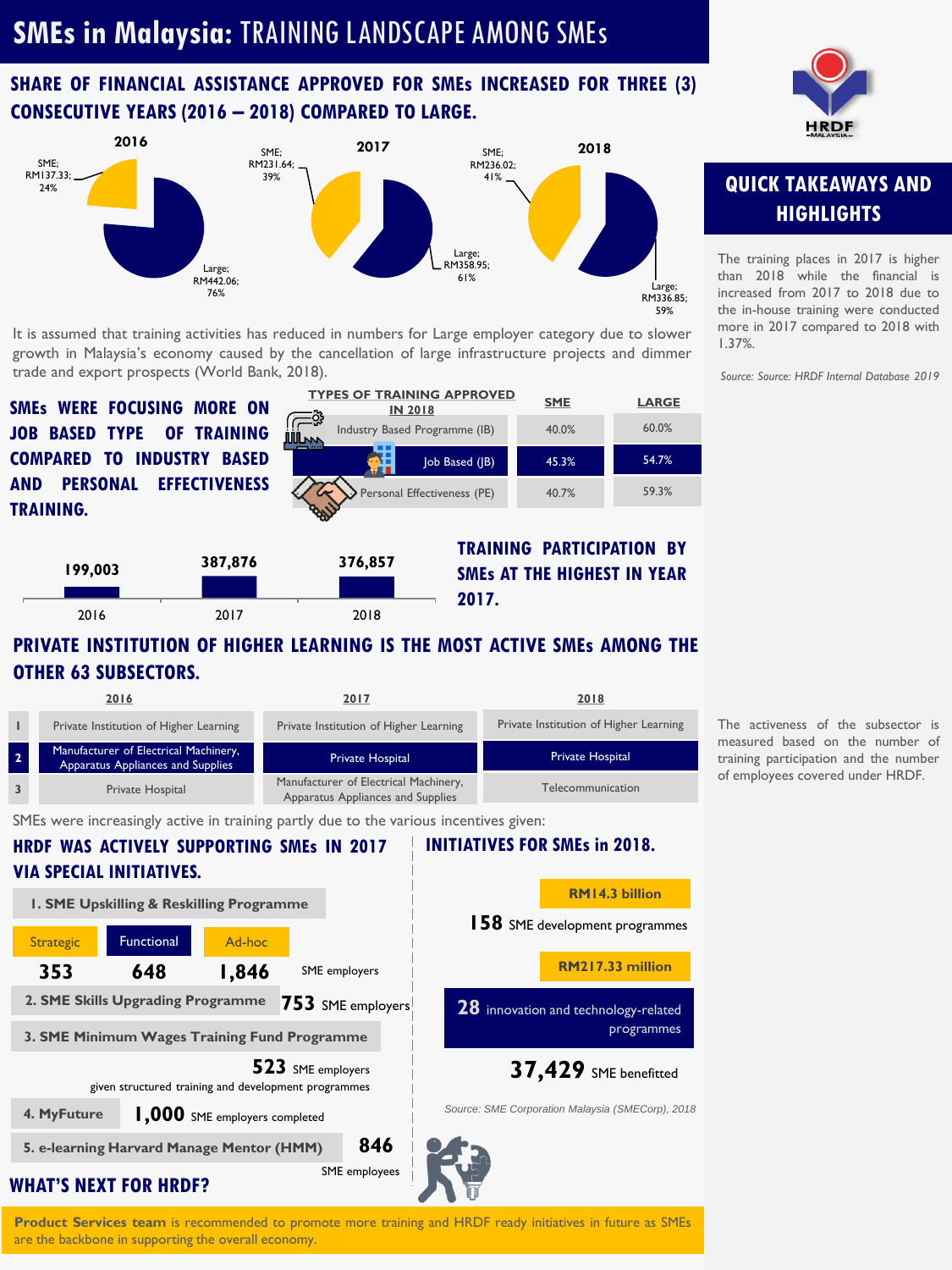# SMEs in Malaysia: TRAINING LANDSCAPE AMONG SMEs

## SHARE OF FINANCIAL ASSISTANCE APPROVED FOR SMEs INCREASED FOR THREE (3) CONSECUTIVE YEARS (2016 – 2018) COMPARED TO LARGE.

| Year | SME | Large |
|---|---|---|
| 2016 | RM137.33; 24% | RM442.06; 76% |
| 2017 | RM231.64; 39% | RM358.95; 61% |
| 2018 | RM236.02; 41% | RM336.85; 59% |

It is assumed that training activities has reduced in numbers for Large employer category due to slower growth in Malaysia's economy caused by the cancellation of large infrastructure projects and dimmer trade and export prospects (World Bank, 2018).

## SMEs WERE FOCUSING MORE ON JOB BASED TYPE OF TRAINING COMPARED TO INDUSTRY BASED AND PERSONAL EFFECTIVENESS TRAINING.

| TYPES OF TRAINING APPROVED IN 2018 | SME | LARGE |
|---|---|---|
| Industry Based Programme (IB) | 40.0% | 60.0% |
| Job Based (JB) | 45.3% | 54.7% |
| Personal Effectiveness (PE) | 40.7% | 59.3% |

## TRAINING PARTICIPATION BY SMEs AT THE HIGHEST IN YEAR 2017.

| 2016 | 2017 | 2018 |
|---|---|---|
| 199,003 | 387,876 | 376,857 |

## PRIVATE INSTITUTION OF HIGHER LEARNING IS THE MOST ACTIVE SMEs AMONG THE OTHER 63 SUBSECTORS.

| | 2016 | 2017 | 2018 |
|---|---|---|---|
| 1 | Private Institution of Higher Learning | Private Institution of Higher Learning | Private Institution of Higher Learning |
| 2 | Manufacturer of Electrical Machinery, Apparatus Appliances and Supplies | Private Hospital | Private Hospital |
| 3 | Private Hospital | Manufacturer of Electrical Machinery, Apparatus Appliances and Supplies | Telecommunication |

SMEs were increasingly active in training partly due to the various incentives given:

## HRDF WAS ACTIVELY SUPPORTING SMEs IN 2017 VIA SPECIAL INITIATIVES.

**1. SME Upskilling & Reskilling Programme**

| Strategic | Functional | Ad-hoc | |
|---|---|---|---|
| 353 | 648 | 1,846 | SME employers |

**2. SME Skills Upgrading Programme** — **753** SME employers

**3. SME Minimum Wages Training Fund Programme** — **523** SME employers given structured training and development programmes

**4. MyFuture** — **1,000** SME employers completed

**5. e-learning Harvard Manage Mentor (HMM)** — **846** SME employees

## INITIATIVES FOR SMEs in 2018.

**RM14.3 billion**

**158** SME development programmes

**RM217.33 million**

**28** innovation and technology-related programmes

**37,429** SME benefitted

*Source: SME Corporation Malaysia (SMECorp), 2018*

## WHAT'S NEXT FOR HRDF?

**Product Services team** is recommended to promote more training and HRDF ready initiatives in future as SMEs are the backbone in supporting the overall economy.

## QUICK TAKEAWAYS AND HIGHLIGHTS

The training places in 2017 is higher than 2018 while the financial is increased from 2017 to 2018 due to the in-house training were conducted more in 2017 compared to 2018 with 1.37%.

*Source: Source: HRDF Internal Database 2019*

The activeness of the subsector is measured based on the number of training participation and the number of employees covered under HRDF.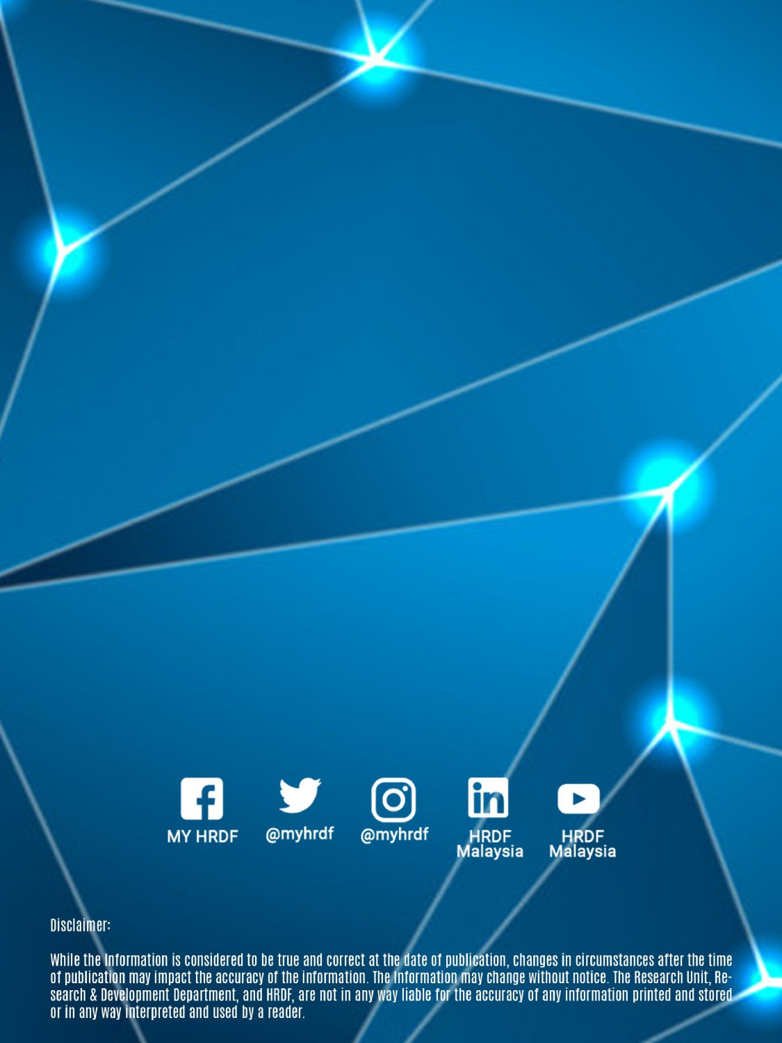MY HRDF

@myhrdf

@myhrdf

HRDF Malaysia

HRDF Malaysia

Disclaimer:

While the Information is considered to be true and correct at the date of publication, changes in circumstances after the time of publication may impact the accuracy of the information. The Information may change without notice. The Research Unit, Research & Development Department, and HRDF, are not in any way liable for the accuracy of any information printed and stored or in any way interpreted and used by a reader.